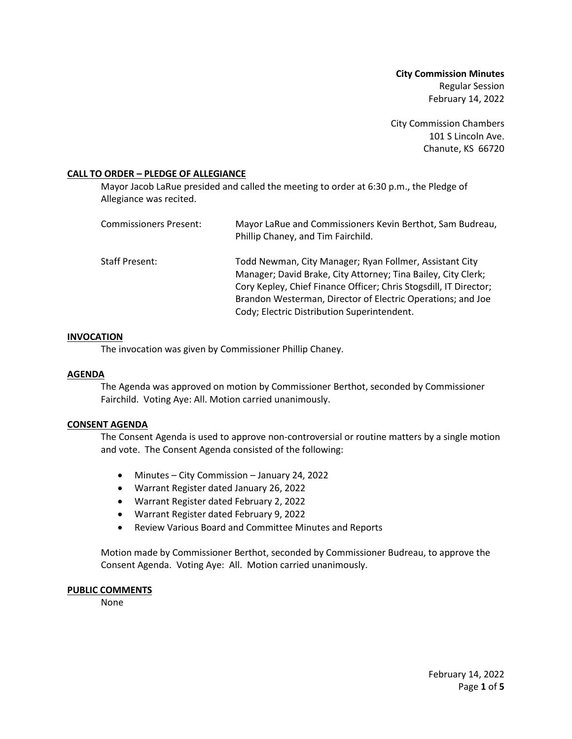**City Commission Minutes**
Regular Session
February 14, 2022

City Commission Chambers
101 S Lincoln Ave.
Chanute, KS 66720

## CALL TO ORDER – PLEDGE OF ALLEGIANCE

Mayor Jacob LaRue presided and called the meeting to order at 6:30 p.m., the Pledge of Allegiance was recited.

| | |
|---|---|
| Commissioners Present: | Mayor LaRue and Commissioners Kevin Berthot, Sam Budreau, Phillip Chaney, and Tim Fairchild. |
| Staff Present: | Todd Newman, City Manager; Ryan Follmer, Assistant City Manager; David Brake, City Attorney; Tina Bailey, City Clerk; Cory Kepley, Chief Finance Officer; Chris Stogsdill, IT Director; Brandon Westerman, Director of Electric Operations; and Joe Cody; Electric Distribution Superintendent. |

## INVOCATION

The invocation was given by Commissioner Phillip Chaney.

## AGENDA

The Agenda was approved on motion by Commissioner Berthot, seconded by Commissioner Fairchild. Voting Aye: All. Motion carried unanimously.

## CONSENT AGENDA

The Consent Agenda is used to approve non-controversial or routine matters by a single motion and vote. The Consent Agenda consisted of the following:

- Minutes – City Commission – January 24, 2022
- Warrant Register dated January 26, 2022
- Warrant Register dated February 2, 2022
- Warrant Register dated February 9, 2022
- Review Various Board and Committee Minutes and Reports

Motion made by Commissioner Berthot, seconded by Commissioner Budreau, to approve the Consent Agenda. Voting Aye: All. Motion carried unanimously.

## PUBLIC COMMENTS

None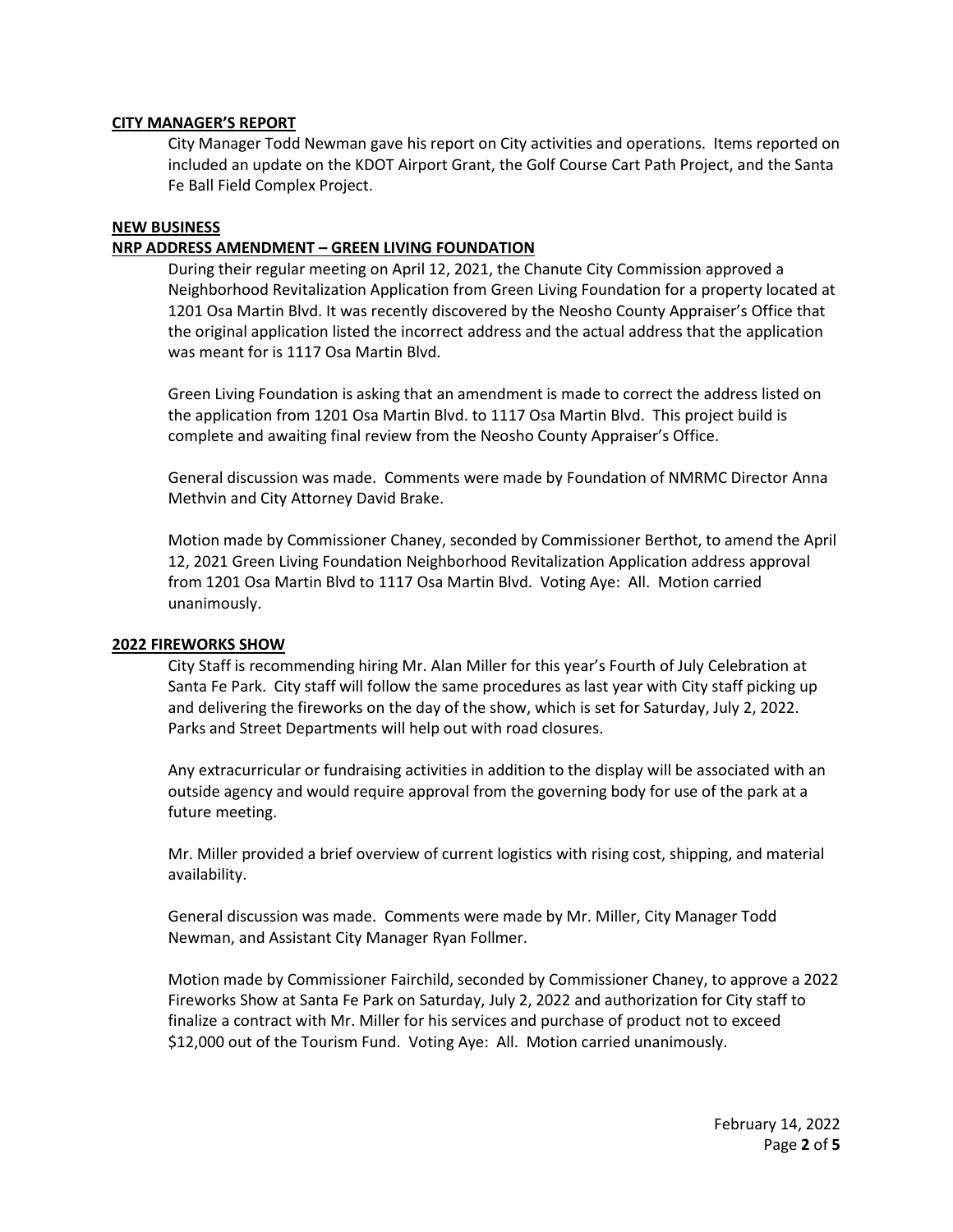## CITY MANAGER'S REPORT

City Manager Todd Newman gave his report on City activities and operations. Items reported on included an update on the KDOT Airport Grant, the Golf Course Cart Path Project, and the Santa Fe Ball Field Complex Project.

## NEW BUSINESS

### NRP ADDRESS AMENDMENT – GREEN LIVING FOUNDATION

During their regular meeting on April 12, 2021, the Chanute City Commission approved a Neighborhood Revitalization Application from Green Living Foundation for a property located at 1201 Osa Martin Blvd. It was recently discovered by the Neosho County Appraiser's Office that the original application listed the incorrect address and the actual address that the application was meant for is 1117 Osa Martin Blvd.

Green Living Foundation is asking that an amendment is made to correct the address listed on the application from 1201 Osa Martin Blvd. to 1117 Osa Martin Blvd. This project build is complete and awaiting final review from the Neosho County Appraiser's Office.

General discussion was made. Comments were made by Foundation of NMRMC Director Anna Methvin and City Attorney David Brake.

Motion made by Commissioner Chaney, seconded by Commissioner Berthot, to amend the April 12, 2021 Green Living Foundation Neighborhood Revitalization Application address approval from 1201 Osa Martin Blvd to 1117 Osa Martin Blvd. Voting Aye: All. Motion carried unanimously.

### 2022 FIREWORKS SHOW

City Staff is recommending hiring Mr. Alan Miller for this year's Fourth of July Celebration at Santa Fe Park. City staff will follow the same procedures as last year with City staff picking up and delivering the fireworks on the day of the show, which is set for Saturday, July 2, 2022. Parks and Street Departments will help out with road closures.

Any extracurricular or fundraising activities in addition to the display will be associated with an outside agency and would require approval from the governing body for use of the park at a future meeting.

Mr. Miller provided a brief overview of current logistics with rising cost, shipping, and material availability.

General discussion was made. Comments were made by Mr. Miller, City Manager Todd Newman, and Assistant City Manager Ryan Follmer.

Motion made by Commissioner Fairchild, seconded by Commissioner Chaney, to approve a 2022 Fireworks Show at Santa Fe Park on Saturday, July 2, 2022 and authorization for City staff to finalize a contract with Mr. Miller for his services and purchase of product not to exceed $12,000 out of the Tourism Fund. Voting Aye: All. Motion carried unanimously.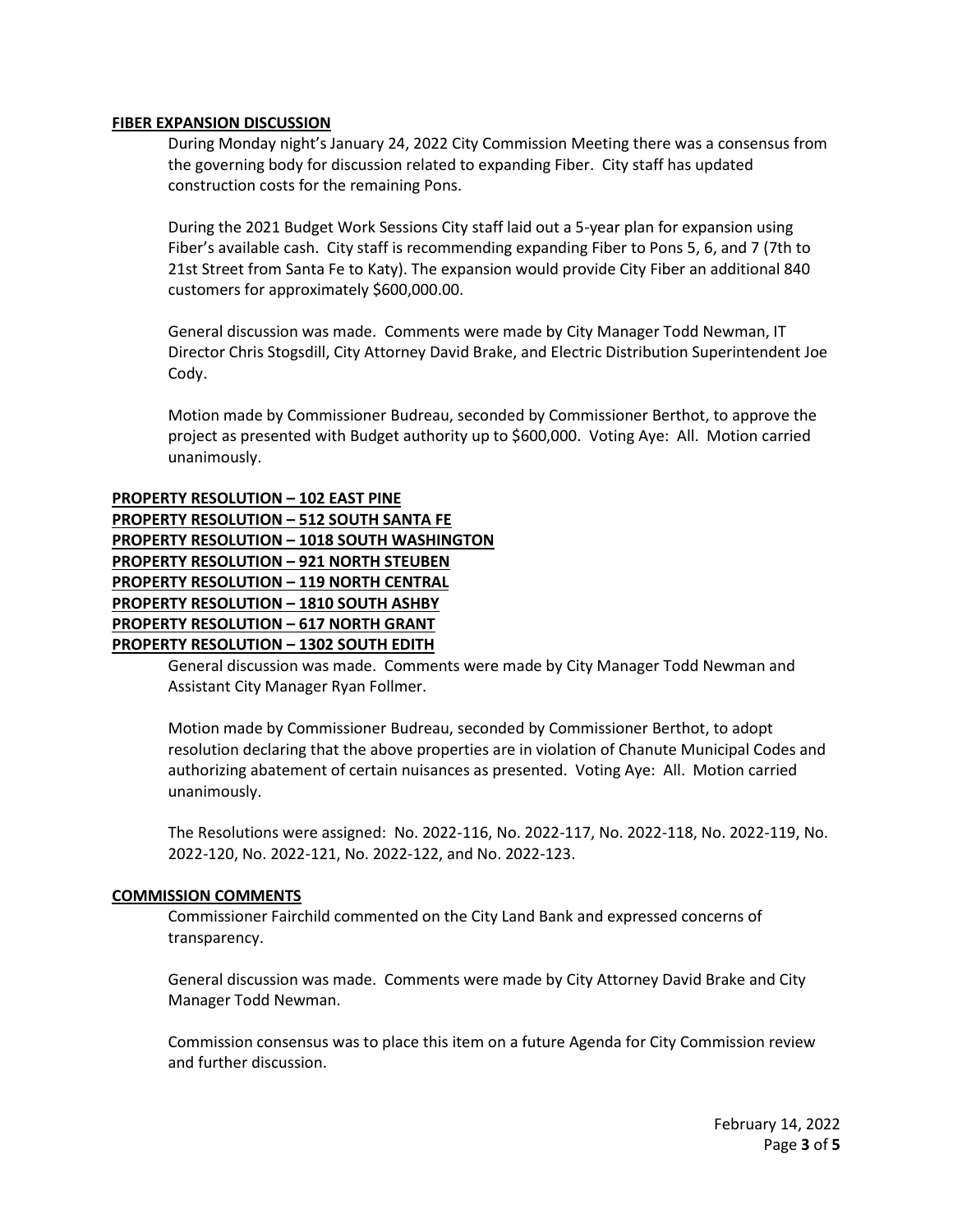**FIBER EXPANSION DISCUSSION**

During Monday night's January 24, 2022 City Commission Meeting there was a consensus from the governing body for discussion related to expanding Fiber. City staff has updated construction costs for the remaining Pons.

During the 2021 Budget Work Sessions City staff laid out a 5-year plan for expansion using Fiber's available cash. City staff is recommending expanding Fiber to Pons 5, 6, and 7 (7th to 21st Street from Santa Fe to Katy). The expansion would provide City Fiber an additional 840 customers for approximately $600,000.00.

General discussion was made. Comments were made by City Manager Todd Newman, IT Director Chris Stogsdill, City Attorney David Brake, and Electric Distribution Superintendent Joe Cody.

Motion made by Commissioner Budreau, seconded by Commissioner Berthot, to approve the project as presented with Budget authority up to $600,000. Voting Aye: All. Motion carried unanimously.

**PROPERTY RESOLUTION – 102 EAST PINE**
**PROPERTY RESOLUTION – 512 SOUTH SANTA FE**
**PROPERTY RESOLUTION – 1018 SOUTH WASHINGTON**
**PROPERTY RESOLUTION – 921 NORTH STEUBEN**
**PROPERTY RESOLUTION – 119 NORTH CENTRAL**
**PROPERTY RESOLUTION – 1810 SOUTH ASHBY**
**PROPERTY RESOLUTION – 617 NORTH GRANT**
**PROPERTY RESOLUTION – 1302 SOUTH EDITH**

General discussion was made. Comments were made by City Manager Todd Newman and Assistant City Manager Ryan Follmer.

Motion made by Commissioner Budreau, seconded by Commissioner Berthot, to adopt resolution declaring that the above properties are in violation of Chanute Municipal Codes and authorizing abatement of certain nuisances as presented. Voting Aye: All. Motion carried unanimously.

The Resolutions were assigned: No. 2022-116, No. 2022-117, No. 2022-118, No. 2022-119, No. 2022-120, No. 2022-121, No. 2022-122, and No. 2022-123.

**COMMISSION COMMENTS**

Commissioner Fairchild commented on the City Land Bank and expressed concerns of transparency.

General discussion was made. Comments were made by City Attorney David Brake and City Manager Todd Newman.

Commission consensus was to place this item on a future Agenda for City Commission review and further discussion.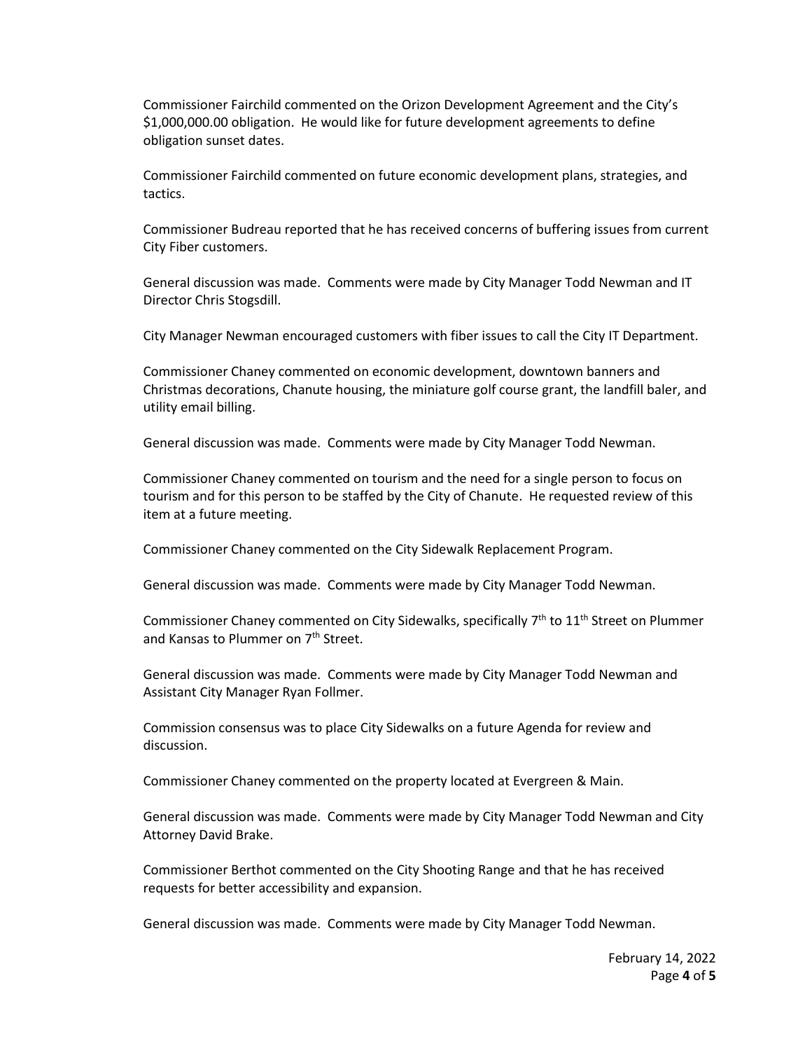Commissioner Fairchild commented on the Orizon Development Agreement and the City's $1,000,000.00 obligation. He would like for future development agreements to define obligation sunset dates.

Commissioner Fairchild commented on future economic development plans, strategies, and tactics.

Commissioner Budreau reported that he has received concerns of buffering issues from current City Fiber customers.

General discussion was made. Comments were made by City Manager Todd Newman and IT Director Chris Stogsdill.

City Manager Newman encouraged customers with fiber issues to call the City IT Department.

Commissioner Chaney commented on economic development, downtown banners and Christmas decorations, Chanute housing, the miniature golf course grant, the landfill baler, and utility email billing.

General discussion was made. Comments were made by City Manager Todd Newman.

Commissioner Chaney commented on tourism and the need for a single person to focus on tourism and for this person to be staffed by the City of Chanute. He requested review of this item at a future meeting.

Commissioner Chaney commented on the City Sidewalk Replacement Program.

General discussion was made. Comments were made by City Manager Todd Newman.

Commissioner Chaney commented on City Sidewalks, specifically 7th to 11th Street on Plummer and Kansas to Plummer on 7th Street.

General discussion was made. Comments were made by City Manager Todd Newman and Assistant City Manager Ryan Follmer.

Commission consensus was to place City Sidewalks on a future Agenda for review and discussion.

Commissioner Chaney commented on the property located at Evergreen & Main.

General discussion was made. Comments were made by City Manager Todd Newman and City Attorney David Brake.

Commissioner Berthot commented on the City Shooting Range and that he has received requests for better accessibility and expansion.

General discussion was made. Comments were made by City Manager Todd Newman.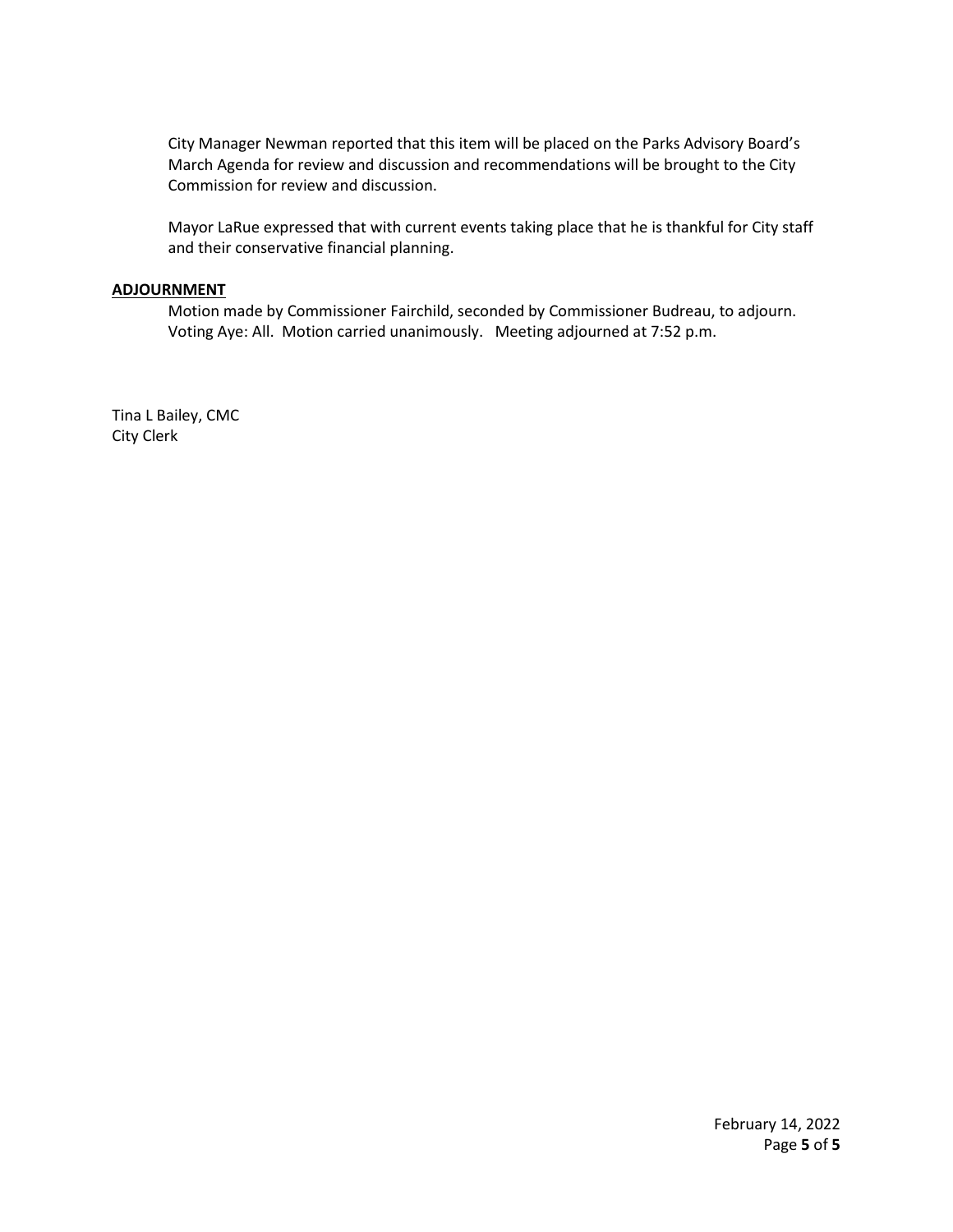City Manager Newman reported that this item will be placed on the Parks Advisory Board's March Agenda for review and discussion and recommendations will be brought to the City Commission for review and discussion.

Mayor LaRue expressed that with current events taking place that he is thankful for City staff and their conservative financial planning.

**ADJOURNMENT**

Motion made by Commissioner Fairchild, seconded by Commissioner Budreau, to adjourn. Voting Aye: All. Motion carried unanimously. Meeting adjourned at 7:52 p.m.

Tina L Bailey, CMC
City Clerk